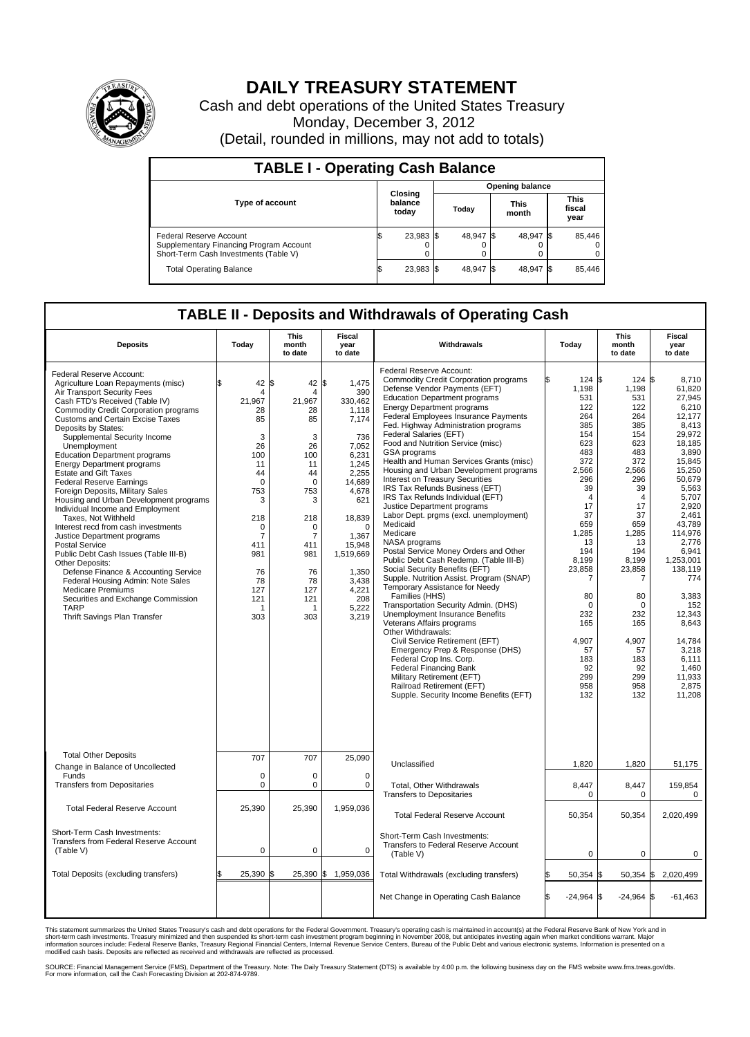# DAILY TREASURY STATEMENT

Cash and debt operations of the United States Treasury

Monday, December 3, 2012

(Detail, rounded in millions, may not add to totals)

## TABLE I - Operating Cash Balance

| Type of account | Closing balance today | Opening balance Today | Opening balance This month | Opening balance This fiscal year |
|---|---|---|---|---|
| Federal Reserve Account | $ 23,983 | $ 48,947 | $ 48,947 | $ 85,446 |
| Supplementary Financing Program Account | 0 | 0 | 0 | 0 |
| Short-Term Cash Investments (Table V) | 0 | 0 | 0 | 0 |
| Total Operating Balance | $ 23,983 | $ 48,947 | $ 48,947 | $ 85,446 |

## TABLE II - Deposits and Withdrawals of Operating Cash

| Deposits | Today | This month to date | Fiscal year to date | Withdrawals | Today | This month to date | Fiscal year to date |
|---|---|---|---|---|---|---|---|
| Federal Reserve Account: | | | | Federal Reserve Account: | | | |
| Agriculture Loan Repayments (misc) | $ 42 | $ 42 | $ 1,475 | Commodity Credit Corporation programs | $ 124 | $ 124 | $ 8,710 |
| Air Transport Security Fees | 4 | 4 | 390 | Defense Vendor Payments (EFT) | 1,198 | 1,198 | 61,820 |
| Cash FTD's Received (Table IV) | 21,967 | 21,967 | 330,462 | Education Department programs | 531 | 531 | 27,945 |
| Commodity Credit Corporation programs | 28 | 28 | 1,118 | Energy Department programs | 122 | 122 | 6,210 |
| Customs and Certain Excise Taxes | 85 | 85 | 7,174 | Federal Employees Insurance Payments | 264 | 264 | 12,177 |
| Deposits by States: | | | | Fed. Highway Administration programs | 385 | 385 | 8,413 |
| Supplemental Security Income | 3 | 3 | 736 | Federal Salaries (EFT) | 154 | 154 | 29,972 |
| Unemployment | 26 | 26 | 7,052 | Food and Nutrition Service (misc) | 623 | 623 | 18,185 |
| Education Department programs | 100 | 100 | 6,231 | GSA programs | 483 | 483 | 3,890 |
| Energy Department programs | 11 | 11 | 1,245 | Health and Human Services Grants (misc) | 372 | 372 | 15,845 |
| Estate and Gift Taxes | 44 | 44 | 2,255 | Housing and Urban Development programs | 2,566 | 2,566 | 15,250 |
| Federal Reserve Earnings | 0 | 0 | 14,689 | Interest on Treasury Securities | 296 | 296 | 50,679 |
| Foreign Deposits, Military Sales | 753 | 753 | 4,678 | IRS Tax Refunds Business (EFT) | 39 | 39 | 5,563 |
| Housing and Urban Development programs | 3 | 3 | 621 | IRS Tax Refunds Individual (EFT) | 4 | 4 | 5,707 |
| Individual Income and Employment | | | | Justice Department programs | 17 | 17 | 2,920 |
| Taxes, Not Withheld | 218 | 218 | 18,839 | Labor Dept. prgms (excl. unemployment) | 37 | 37 | 2,461 |
| Interest recd from cash investments | 0 | 0 | 0 | Medicaid | 659 | 659 | 43,789 |
| Justice Department programs | 7 | 7 | 1,367 | Medicare | 1,285 | 1,285 | 114,976 |
| Postal Service | 411 | 411 | 15,948 | NASA programs | 13 | 13 | 2,776 |
| Public Debt Cash Issues (Table III-B) | 981 | 981 | 1,519,669 | Postal Service Money Orders and Other | 194 | 194 | 6,941 |
| Other Deposits: | | | | Public Debt Cash Redemp. (Table III-B) | 8,199 | 8,199 | 1,253,001 |
| Defense Finance & Accounting Service | 76 | 76 | 1,350 | Social Security Benefits (EFT) | 23,858 | 23,858 | 138,119 |
| Federal Housing Admin: Note Sales | 78 | 78 | 3,438 | Supple. Nutrition Assist. Program (SNAP) | 7 | 7 | 774 |
| Medicare Premiums | 127 | 127 | 4,221 | Temporary Assistance for Needy | | | |
| Securities and Exchange Commission | 121 | 121 | 208 | Families (HHS) | 80 | 80 | 3,383 |
| TARP | 1 | 1 | 5,222 | Transportation Security Admin. (DHS) | 0 | 0 | 152 |
| Thrift Savings Plan Transfer | 303 | 303 | 3,219 | Unemployment Insurance Benefits | 232 | 232 | 12,343 |
| | | | | Veterans Affairs programs | 165 | 165 | 8,643 |
| | | | | Other Withdrawals: | | | |
| | | | | Civil Service Retirement (EFT) | 4,907 | 4,907 | 14,784 |
| | | | | Emergency Prep & Response (DHS) | 57 | 57 | 3,218 |
| | | | | Federal Crop Ins. Corp. | 183 | 183 | 6,111 |
| | | | | Federal Financing Bank | 92 | 92 | 1,460 |
| | | | | Military Retirement (EFT) | 299 | 299 | 11,933 |
| | | | | Railroad Retirement (EFT) | 958 | 958 | 2,875 |
| | | | | Supple. Security Income Benefits (EFT) | 132 | 132 | 11,208 |
| Total Other Deposits | 707 | 707 | 25,090 | Unclassified | 1,820 | 1,820 | 51,175 |
| Change in Balance of Uncollected Funds | 0 | 0 | 0 | | | | |
| Transfers from Depositaries | 0 | 0 | 0 | Total, Other Withdrawals | 8,447 | 8,447 | 159,854 |
| | | | | Transfers to Depositaries | 0 | 0 | 0 |
| Total Federal Reserve Account | 25,390 | 25,390 | 1,959,036 | Total Federal Reserve Account | 50,354 | 50,354 | 2,020,499 |
| Short-Term Cash Investments: | | | | Short-Term Cash Investments: | | | |
| Transfers from Federal Reserve Account (Table V) | 0 | 0 | 0 | Transfers to Federal Reserve Account (Table V) | 0 | 0 | 0 |
| Total Deposits (excluding transfers) | $ 25,390 | $ 25,390 | $ 1,959,036 | Total Withdrawals (excluding transfers) | $ 50,354 | $ 50,354 | $ 2,020,499 |
| | | | | Net Change in Operating Cash Balance | $ -24,964 | $ -24,964 | $ -61,463 |

This statement summarizes the United States Treasury's cash and debt operations for the Federal Government. Treasury's operating cash is maintained in account(s) at the Federal Reserve Bank of New York and in short-term cash investments. Treasury minimized and then suspended its short-term cash investment program beginning in November 2008, but anticipates investing again when market conditions warrant. Major information sources include: Federal Reserve Banks, Treasury Regional Financial Centers, Internal Revenue Service Centers, Bureau of the Public Debt and various electronic systems. Information is presented on a modified cash basis. Deposits are reflected as received and withdrawals are reflected as processed.

SOURCE: Financial Management Service (FMS), Department of the Treasury. Note: The Daily Treasury Statement (DTS) is available by 4:00 p.m. the following business day on the FMS website www.fms.treas.gov/dts. For more information, call the Cash Forecasting Division at 202-874-9789.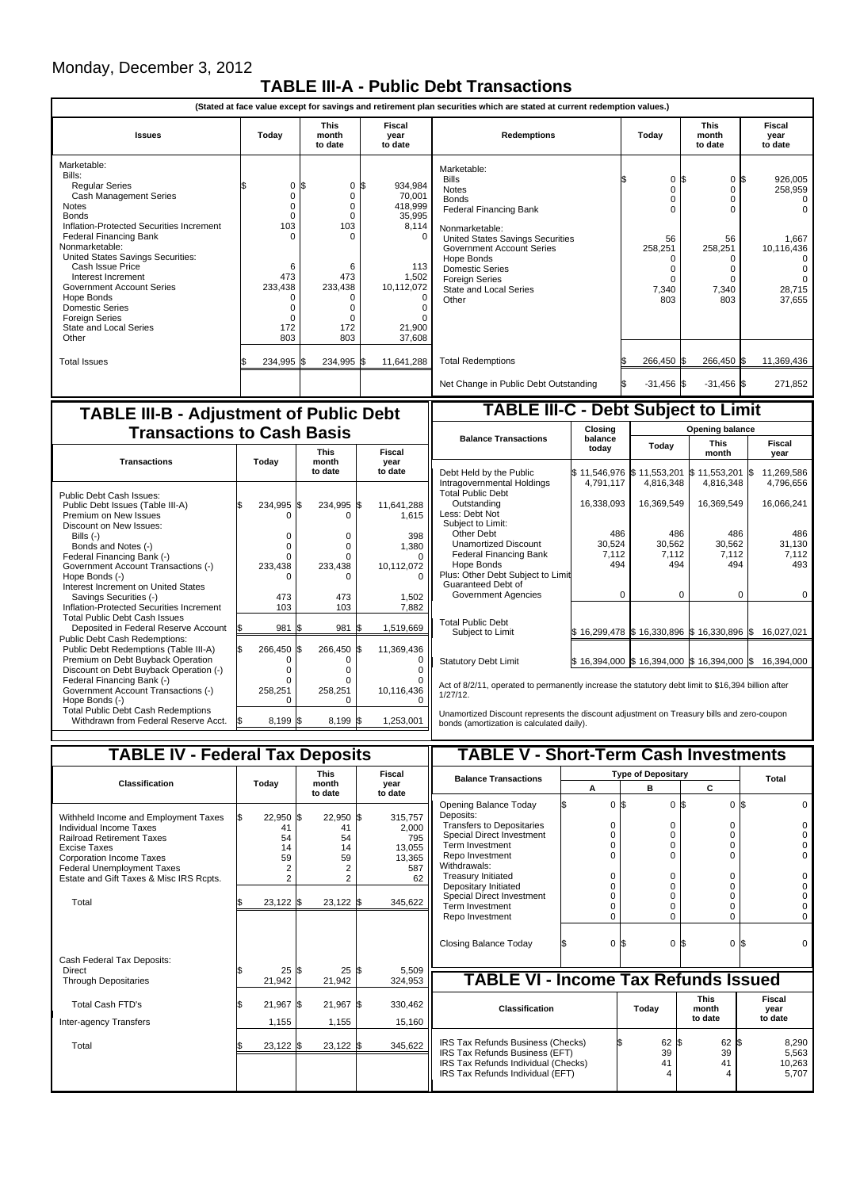Monday, December 3, 2012

# TABLE III-A - Public Debt Transactions

(Stated at face value except for savings and retirement plan securities which are stated at current redemption values.)

| Issues | Today | This month to date | Fiscal year to date |
|---|---|---|---|
| Marketable: | | | |
| Bills: | | | |
| Regular Series | $ 0 | $ 0 | $ 934,984 |
| Cash Management Series | 0 | 0 | 70,001 |
| Notes | 0 | 0 | 418,999 |
| Bonds | 0 | 0 | 35,995 |
| Inflation-Protected Securities Increment | 103 | 103 | 8,114 |
| Federal Financing Bank | 0 | 0 | 0 |
| Nonmarketable: | | | |
| United States Savings Securities: | | | |
| Cash Issue Price | 6 | 6 | 113 |
| Interest Increment | 473 | 473 | 1,502 |
| Government Account Series | 233,438 | 233,438 | 10,112,072 |
| Hope Bonds | 0 | 0 | 0 |
| Domestic Series | 0 | 0 | 0 |
| Foreign Series | 0 | 0 | 0 |
| State and Local Series | 172 | 172 | 21,900 |
| Other | 803 | 803 | 37,608 |
| Total Issues | $ 234,995 | $ 234,995 | $ 11,641,288 |

| Redemptions | Today | This month to date | Fiscal year to date |
|---|---|---|---|
| Marketable: | | | |
| Bills | $ 0 | $ 0 | $ 926,005 |
| Notes | 0 | 0 | 258,959 |
| Bonds | 0 | 0 | 0 |
| Federal Financing Bank | 0 | 0 | 0 |
| Nonmarketable: | | | |
| United States Savings Securities | 56 | 56 | 1,667 |
| Government Account Series | 258,251 | 258,251 | 10,116,436 |
| Hope Bonds | 0 | 0 | 0 |
| Domestic Series | 0 | 0 | 0 |
| Foreign Series | 0 | 0 | 0 |
| State and Local Series | 7,340 | 7,340 | 28,715 |
| Other | 803 | 803 | 37,655 |
| Total Redemptions | $ 266,450 | $ 266,450 | $ 11,369,436 |
| Net Change in Public Debt Outstanding | $ -31,456 | $ -31,456 | $ 271,852 |

# TABLE III-B - Adjustment of Public Debt Transactions to Cash Basis

| Transactions | Today | This month to date | Fiscal year to date |
|---|---|---|---|
| Public Debt Cash Issues: | | | |
| Public Debt Issues (Table III-A) | $ 234,995 | $ 234,995 | $ 11,641,288 |
| Premium on New Issues | 0 | 0 | 1,615 |
| Discount on New Issues: | | | |
| Bills (-) | 0 | 0 | 398 |
| Bonds and Notes (-) | 0 | 0 | 1,380 |
| Federal Financing Bank (-) | 0 | 0 | 0 |
| Government Account Transactions (-) | 233,438 | 233,438 | 10,112,072 |
| Hope Bonds (-) | 0 | 0 | 0 |
| Interest Increment on United States Savings Securities (-) | 473 | 473 | 1,502 |
| Inflation-Protected Securities Increment | 103 | 103 | 7,882 |
| Total Public Debt Cash Issues Deposited in Federal Reserve Account | $ 981 | $ 981 | $ 1,519,669 |
| Public Debt Cash Redemptions: | | | |
| Public Debt Redemptions (Table III-A) | $ 266,450 | $ 266,450 | $ 11,369,436 |
| Premium on Debt Buyback Operation | 0 | 0 | 0 |
| Discount on Debt Buyback Operation (-) | 0 | 0 | 0 |
| Federal Financing Bank (-) | 0 | 0 | 0 |
| Government Account Transactions (-) | 258,251 | 258,251 | 10,116,436 |
| Hope Bonds (-) | 0 | 0 | 0 |
| Total Public Debt Cash Redemptions Withdrawn from Federal Reserve Acct. | $ 8,199 | $ 8,199 | $ 1,253,001 |

# TABLE III-C - Debt Subject to Limit

| Balance Transactions | Closing balance today | Opening balance Today | Opening balance This month | Opening balance Fiscal year |
|---|---|---|---|---|
| Debt Held by the Public | $ 11,546,976 | $ 11,553,201 | $ 11,553,201 | $ 11,269,586 |
| Intragovernmental Holdings | 4,791,117 | 4,816,348 | 4,816,348 | 4,796,656 |
| Total Public Debt Outstanding | 16,338,093 | 16,369,549 | 16,369,549 | 16,066,241 |
| Less: Debt Not Subject to Limit: | | | | |
| Other Debt | 486 | 486 | 486 | 486 |
| Unamortized Discount | 30,524 | 30,562 | 30,562 | 31,130 |
| Federal Financing Bank | 7,112 | 7,112 | 7,112 | 7,112 |
| Hope Bonds | 494 | 494 | 494 | 493 |
| Plus: Other Debt Subject to Limit | | | | |
| Guaranteed Debt of Government Agencies | 0 | 0 | 0 | 0 |
| Total Public Debt Subject to Limit | $ 16,299,478 | $ 16,330,896 | $ 16,330,896 | $ 16,027,021 |
| Statutory Debt Limit | $ 16,394,000 | $ 16,394,000 | $ 16,394,000 | $ 16,394,000 |

Act of 8/2/11, operated to permanently increase the statutory debt limit to $16,394 billion after 1/27/12.

Unamortized Discount represents the discount adjustment on Treasury bills and zero-coupon bonds (amortization is calculated daily).

# TABLE IV - Federal Tax Deposits

| Classification | Today | This month to date | Fiscal year to date |
|---|---|---|---|
| Withheld Income and Employment Taxes | $ 22,950 | $ 22,950 | $ 315,757 |
| Individual Income Taxes | 41 | 41 | 2,000 |
| Railroad Retirement Taxes | 54 | 54 | 795 |
| Excise Taxes | 14 | 14 | 13,055 |
| Corporation Income Taxes | 59 | 59 | 13,365 |
| Federal Unemployment Taxes | 2 | 2 | 587 |
| Estate and Gift Taxes & Misc IRS Rcpts. | 2 | 2 | 62 |
| Total | $ 23,122 | $ 23,122 | $ 345,622 |
| Cash Federal Tax Deposits: | | | |
| Direct | $ 25 | $ 25 | $ 5,509 |
| Through Depositaries | 21,942 | 21,942 | 324,953 |
| Total Cash FTD's | $ 21,967 | $ 21,967 | $ 330,462 |
| Inter-agency Transfers | 1,155 | 1,155 | 15,160 |
| Total | $ 23,122 | $ 23,122 | $ 345,622 |

# TABLE V - Short-Term Cash Investments

| Balance Transactions | Type of Depositary A | Type of Depositary B | Type of Depositary C | Total |
|---|---|---|---|---|
| Opening Balance Today | $ 0 | $ 0 | $ 0 | $ 0 |
| Deposits: | | | | |
| Transfers to Depositaries | 0 | 0 | 0 | 0 |
| Special Direct Investment | 0 | 0 | 0 | 0 |
| Term Investment | 0 | 0 | 0 | 0 |
| Repo Investment | 0 | 0 | 0 | 0 |
| Withdrawals: | | | | |
| Treasury Initiated | 0 | 0 | 0 | 0 |
| Depositary Initiated | 0 | 0 | 0 | 0 |
| Special Direct Investment | 0 | 0 | 0 | 0 |
| Term Investment | 0 | 0 | 0 | 0 |
| Repo Investment | 0 | 0 | 0 | 0 |
| Closing Balance Today | $ 0 | $ 0 | $ 0 | $ 0 |

# TABLE VI - Income Tax Refunds Issued

| Classification | Today | This month to date | Fiscal year to date |
|---|---|---|---|
| IRS Tax Refunds Business (Checks) | $ 62 | $ 62 | $ 8,290 |
| IRS Tax Refunds Business (EFT) | 39 | 39 | 5,563 |
| IRS Tax Refunds Individual (Checks) | 41 | 41 | 10,263 |
| IRS Tax Refunds Individual (EFT) | 4 | 4 | 5,707 |